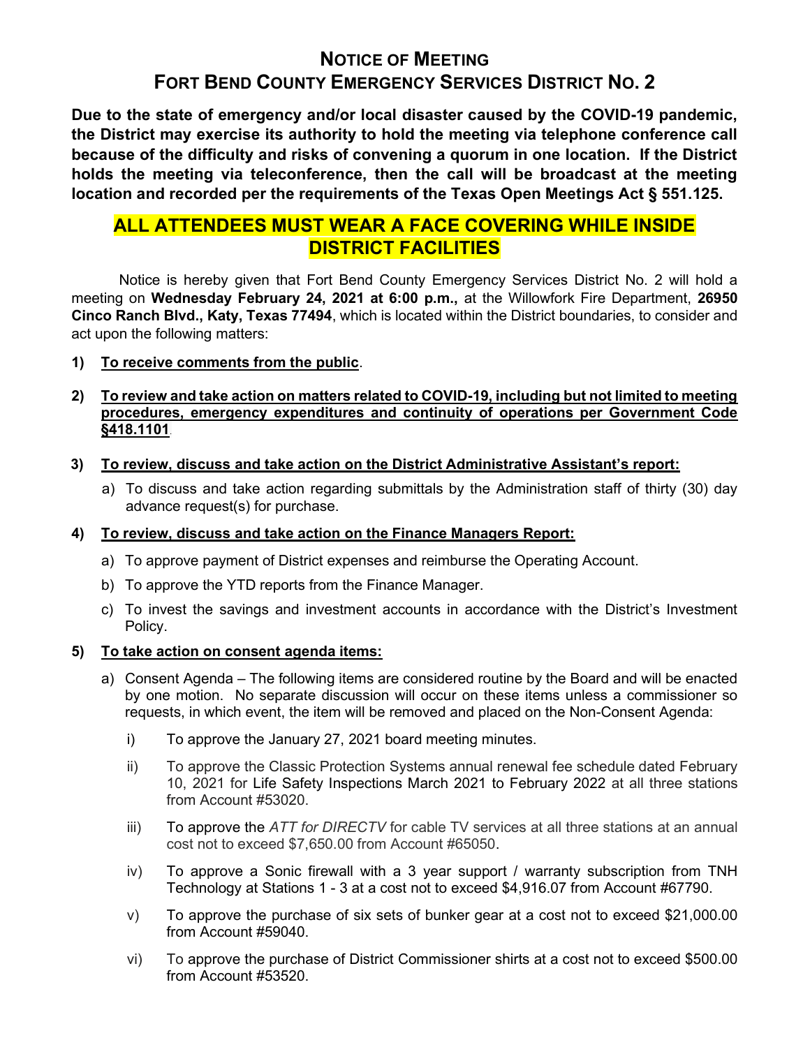# NOTICE OF MEETING
# FORT BEND COUNTY EMERGENCY SERVICES DISTRICT NO. 2

**Due to the state of emergency and/or local disaster caused by the COVID-19 pandemic, the District may exercise its authority to hold the meeting via telephone conference call because of the difficulty and risks of convening a quorum in one location. If the District holds the meeting via teleconference, then the call will be broadcast at the meeting location and recorded per the requirements of the Texas Open Meetings Act § 551.125.**

## ALL ATTENDEES MUST WEAR A FACE COVERING WHILE INSIDE DISTRICT FACILITIES

Notice is hereby given that Fort Bend County Emergency Services District No. 2 will hold a meeting on **Wednesday February 24, 2021 at 6:00 p.m.,** at the Willowfork Fire Department, **26950 Cinco Ranch Blvd., Katy, Texas 77494**, which is located within the District boundaries, to consider and act upon the following matters:

1) **To receive comments from the public**.

2) **To review and take action on matters related to COVID-19, including but not limited to meeting procedures, emergency expenditures and continuity of operations per Government Code §418.1101**.

3) **To review, discuss and take action on the District Administrative Assistant's report:**
   a) To discuss and take action regarding submittals by the Administration staff of thirty (30) day advance request(s) for purchase.

4) **To review, discuss and take action on the Finance Managers Report:**
   a) To approve payment of District expenses and reimburse the Operating Account.
   b) To approve the YTD reports from the Finance Manager.
   c) To invest the savings and investment accounts in accordance with the District's Investment Policy.

5) **To take action on consent agenda items:**
   a) Consent Agenda – The following items are considered routine by the Board and will be enacted by one motion. No separate discussion will occur on these items unless a commissioner so requests, in which event, the item will be removed and placed on the Non-Consent Agenda:
      i) To approve the January 27, 2021 board meeting minutes.
      ii) To approve the Classic Protection Systems annual renewal fee schedule dated February 10, 2021 for Life Safety Inspections March 2021 to February 2022 at all three stations from Account #53020.
      iii) To approve the *ATT for DIRECTV* for cable TV services at all three stations at an annual cost not to exceed $7,650.00 from Account #65050.
      iv) To approve a Sonic firewall with a 3 year support / warranty subscription from TNH Technology at Stations 1 - 3 at a cost not to exceed $4,916.07 from Account #67790.
      v) To approve the purchase of six sets of bunker gear at a cost not to exceed $21,000.00 from Account #59040.
      vi) To approve the purchase of District Commissioner shirts at a cost not to exceed $500.00 from Account #53520.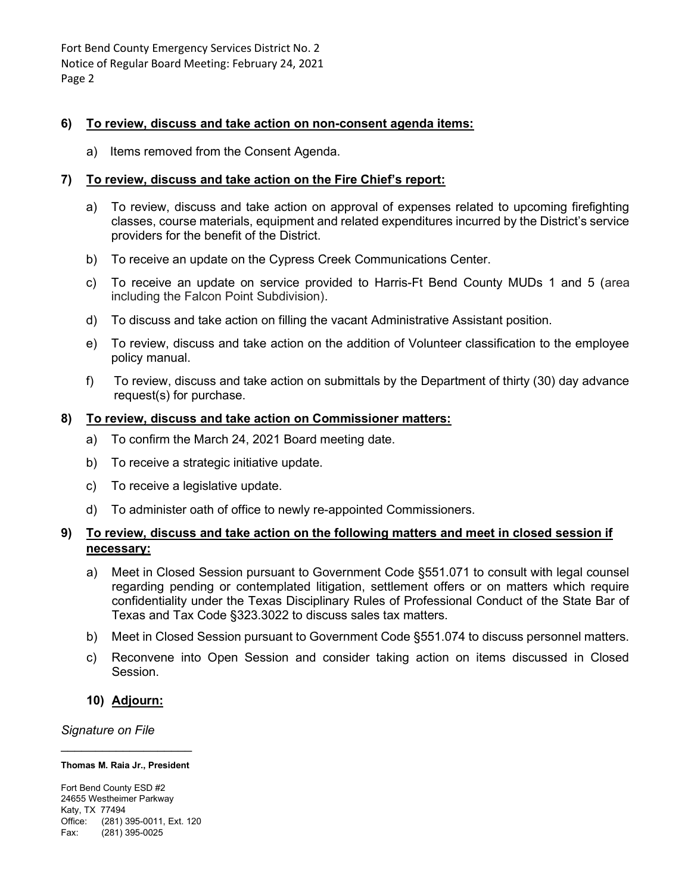**6) <u>To review, discuss and take action on non-consent agenda items:</u>**

a) Items removed from the Consent Agenda.

**7) <u>To review, discuss and take action on the Fire Chief's report:</u>**

a) To review, discuss and take action on approval of expenses related to upcoming firefighting classes, course materials, equipment and related expenditures incurred by the District's service providers for the benefit of the District.

b) To receive an update on the Cypress Creek Communications Center.

c) To receive an update on service provided to Harris-Ft Bend County MUDs 1 and 5 (area including the Falcon Point Subdivision).

d) To discuss and take action on filling the vacant Administrative Assistant position.

e) To review, discuss and take action on the addition of Volunteer classification to the employee policy manual.

f) To review, discuss and take action on submittals by the Department of thirty (30) day advance request(s) for purchase.

**8) <u>To review, discuss and take action on Commissioner matters:</u>**

a) To confirm the March 24, 2021 Board meeting date.

b) To receive a strategic initiative update.

c) To receive a legislative update.

d) To administer oath of office to newly re-appointed Commissioners.

**9) <u>To review, discuss and take action on the following matters and meet in closed session if necessary:</u>**

a) Meet in Closed Session pursuant to Government Code §551.071 to consult with legal counsel regarding pending or contemplated litigation, settlement offers or on matters which require confidentiality under the Texas Disciplinary Rules of Professional Conduct of the State Bar of Texas and Tax Code §323.3022 to discuss sales tax matters.

b) Meet in Closed Session pursuant to Government Code §551.074 to discuss personnel matters.

c) Reconvene into Open Session and consider taking action on items discussed in Closed Session.

**10) <u>Adjourn:</u>**

*Signature on File*

**Thomas M. Raia Jr., President**

Fort Bend County ESD #2
24655 Westheimer Parkway
Katy, TX 77494
Office: (281) 395-0011, Ext. 120
Fax: (281) 395-0025